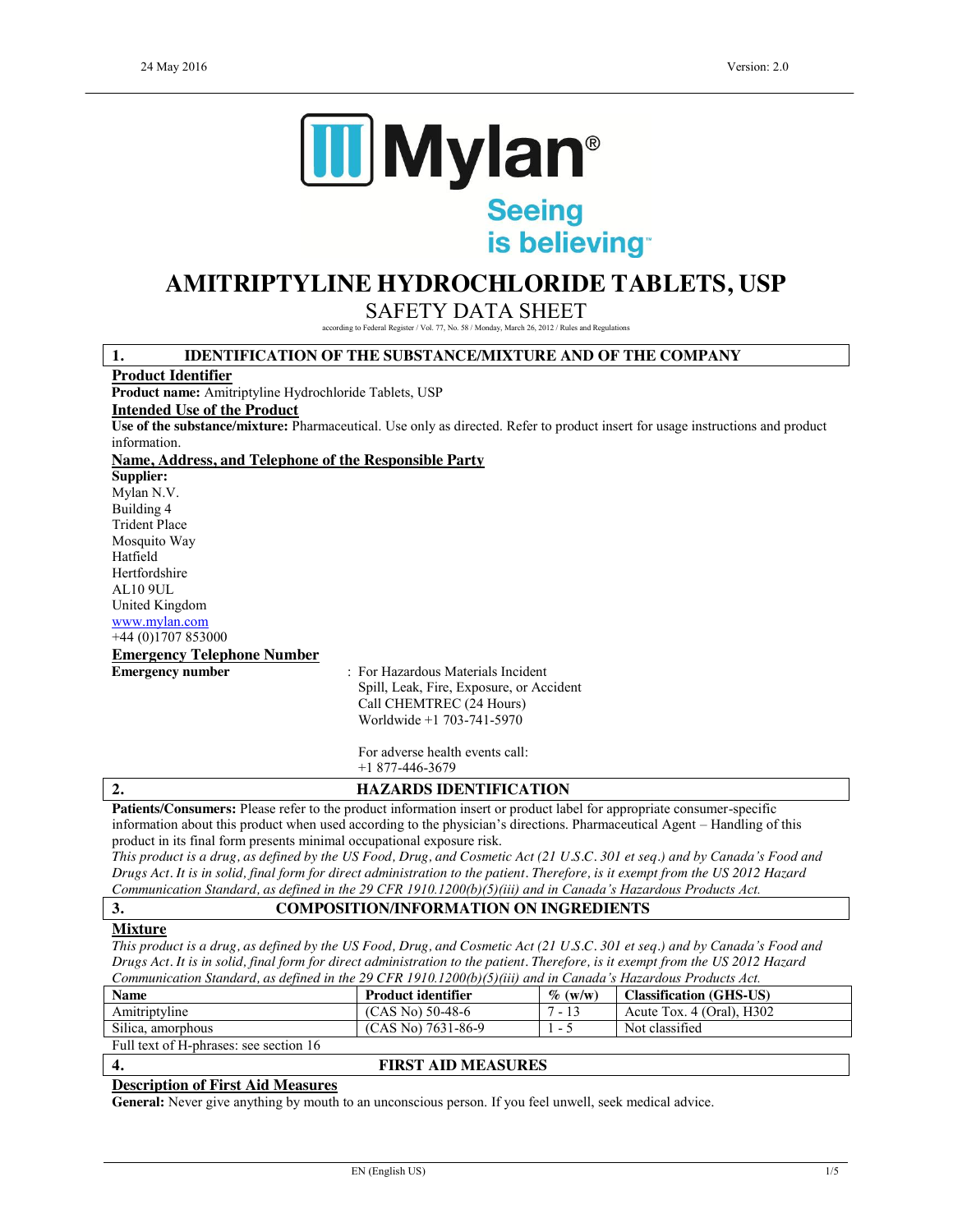24 May 2016 Version: 2.0

Mylan®
Seeing is believing™

# AMITRIPTYLINE HYDROCHLORIDE TABLETS, USP

## SAFETY DATA SHEET

according to Federal Register / Vol. 77, No. 58 / Monday, March 26, 2012 / Rules and Regulations

## 1. IDENTIFICATION OF THE SUBSTANCE/MIXTURE AND OF THE COMPANY

### Product Identifier

**Product name:** Amitriptyline Hydrochloride Tablets, USP

### Intended Use of the Product

**Use of the substance/mixture:** Pharmaceutical. Use only as directed. Refer to product insert for usage instructions and product information.

### Name, Address, and Telephone of the Responsible Party

**Supplier:**
Mylan N.V.
Building 4
Trident Place
Mosquito Way
Hatfield
Hertfordshire
AL10 9UL
United Kingdom
www.mylan.com
+44 (0)1707 853000

### Emergency Telephone Number

**Emergency number** : For Hazardous Materials Incident
Spill, Leak, Fire, Exposure, or Accident
Call CHEMTREC (24 Hours)
Worldwide +1 703-741-5970

For adverse health events call:
+1 877-446-3679

## 2. HAZARDS IDENTIFICATION

**Patients/Consumers:** Please refer to the product information insert or product label for appropriate consumer-specific information about this product when used according to the physician's directions. Pharmaceutical Agent – Handling of this product in its final form presents minimal occupational exposure risk.

*This product is a drug, as defined by the US Food, Drug, and Cosmetic Act (21 U.S.C. 301 et seq.) and by Canada's Food and Drugs Act. It is in solid, final form for direct administration to the patient. Therefore, is it exempt from the US 2012 Hazard Communication Standard, as defined in the 29 CFR 1910.1200(b)(5)(iii) and in Canada's Hazardous Products Act.*

## 3. COMPOSITION/INFORMATION ON INGREDIENTS

### Mixture

*This product is a drug, as defined by the US Food, Drug, and Cosmetic Act (21 U.S.C. 301 et seq.) and by Canada's Food and Drugs Act. It is in solid, final form for direct administration to the patient. Therefore, is it exempt from the US 2012 Hazard Communication Standard, as defined in the 29 CFR 1910.1200(b)(5)(iii) and in Canada's Hazardous Products Act.*

| Name | Product identifier | % (w/w) | Classification (GHS-US) |
|---|---|---|---|
| Amitriptyline | (CAS No) 50-48-6 | 7 - 13 | Acute Tox. 4 (Oral), H302 |
| Silica, amorphous | (CAS No) 7631-86-9 | 1 - 5 | Not classified |

Full text of H-phrases: see section 16

## 4. FIRST AID MEASURES

### Description of First Aid Measures

**General:** Never give anything by mouth to an unconscious person. If you feel unwell, seek medical advice.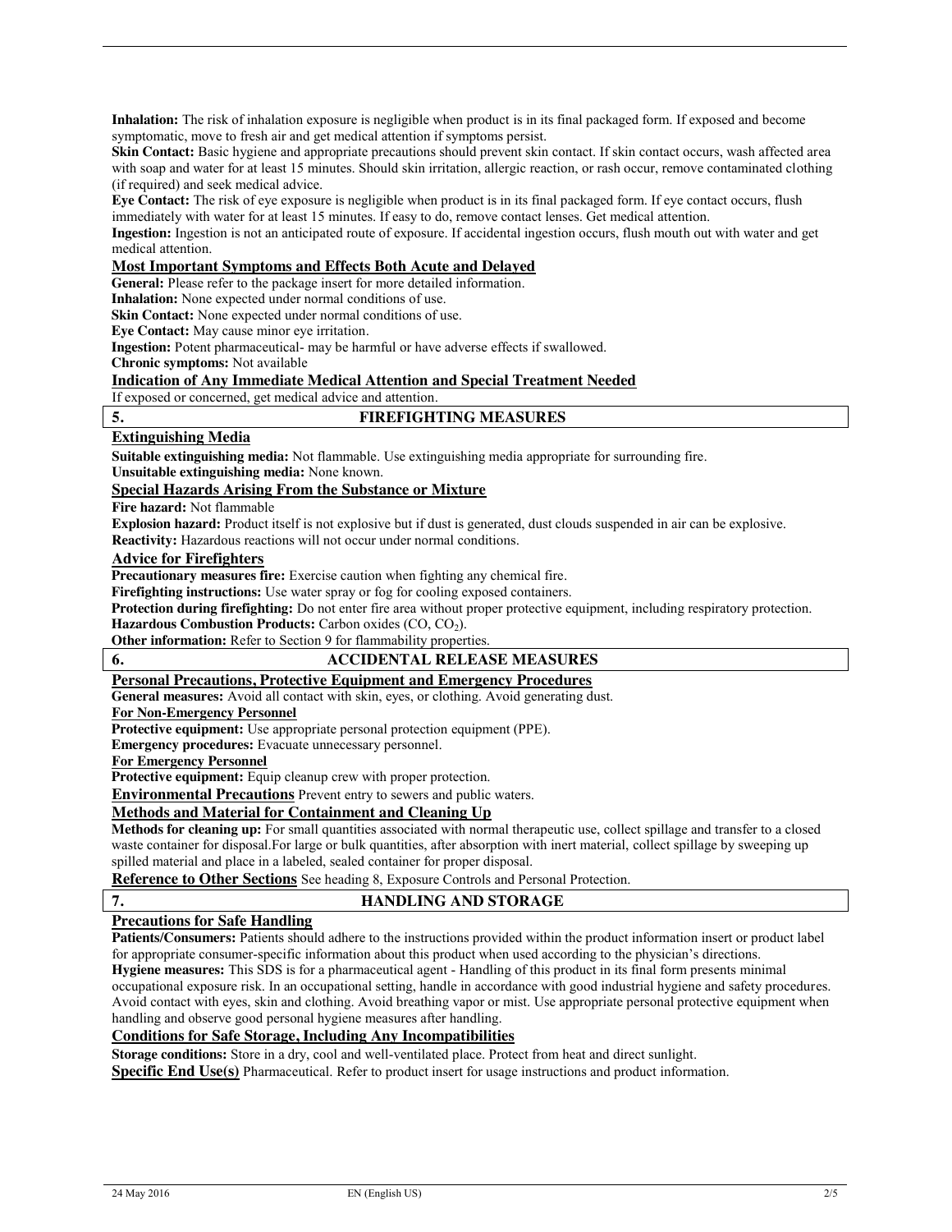**Inhalation:** The risk of inhalation exposure is negligible when product is in its final packaged form. If exposed and become symptomatic, move to fresh air and get medical attention if symptoms persist.

**Skin Contact:** Basic hygiene and appropriate precautions should prevent skin contact. If skin contact occurs, wash affected area with soap and water for at least 15 minutes. Should skin irritation, allergic reaction, or rash occur, remove contaminated clothing (if required) and seek medical advice.

**Eye Contact:** The risk of eye exposure is negligible when product is in its final packaged form. If eye contact occurs, flush immediately with water for at least 15 minutes. If easy to do, remove contact lenses. Get medical attention.

**Ingestion:** Ingestion is not an anticipated route of exposure. If accidental ingestion occurs, flush mouth out with water and get medical attention.

### Most Important Symptoms and Effects Both Acute and Delayed

**General:** Please refer to the package insert for more detailed information.

**Inhalation:** None expected under normal conditions of use.

**Skin Contact:** None expected under normal conditions of use.

**Eye Contact:** May cause minor eye irritation.

**Ingestion:** Potent pharmaceutical- may be harmful or have adverse effects if swallowed.

**Chronic symptoms:** Not available

### Indication of Any Immediate Medical Attention and Special Treatment Needed

If exposed or concerned, get medical advice and attention.

## 5. FIREFIGHTING MEASURES

### Extinguishing Media

**Suitable extinguishing media:** Not flammable. Use extinguishing media appropriate for surrounding fire.

**Unsuitable extinguishing media:** None known.

### Special Hazards Arising From the Substance or Mixture

**Fire hazard:** Not flammable

**Explosion hazard:** Product itself is not explosive but if dust is generated, dust clouds suspended in air can be explosive.

**Reactivity:** Hazardous reactions will not occur under normal conditions.

### Advice for Firefighters

**Precautionary measures fire:** Exercise caution when fighting any chemical fire.

**Firefighting instructions:** Use water spray or fog for cooling exposed containers.

**Protection during firefighting:** Do not enter fire area without proper protective equipment, including respiratory protection.

**Hazardous Combustion Products:** Carbon oxides ($CO$, $CO_2$).

**Other information:** Refer to Section 9 for flammability properties.

## 6. ACCIDENTAL RELEASE MEASURES

### Personal Precautions, Protective Equipment and Emergency Procedures

**General measures:** Avoid all contact with skin, eyes, or clothing. Avoid generating dust.

#### For Non-Emergency Personnel

**Protective equipment:** Use appropriate personal protection equipment (PPE).

**Emergency procedures:** Evacuate unnecessary personnel.

#### For Emergency Personnel

**Protective equipment:** Equip cleanup crew with proper protection.

**Environmental Precautions** Prevent entry to sewers and public waters.

### Methods and Material for Containment and Cleaning Up

**Methods for cleaning up:** For small quantities associated with normal therapeutic use, collect spillage and transfer to a closed waste container for disposal.For large or bulk quantities, after absorption with inert material, collect spillage by sweeping up spilled material and place in a labeled, sealed container for proper disposal.

**Reference to Other Sections** See heading 8, Exposure Controls and Personal Protection.

## 7. HANDLING AND STORAGE

### Precautions for Safe Handling

**Patients/Consumers:** Patients should adhere to the instructions provided within the product information insert or product label for appropriate consumer-specific information about this product when used according to the physician's directions.

**Hygiene measures:** This SDS is for a pharmaceutical agent - Handling of this product in its final form presents minimal occupational exposure risk. In an occupational setting, handle in accordance with good industrial hygiene and safety procedures. Avoid contact with eyes, skin and clothing. Avoid breathing vapor or mist. Use appropriate personal protective equipment when handling and observe good personal hygiene measures after handling.

### Conditions for Safe Storage, Including Any Incompatibilities

**Storage conditions:** Store in a dry, cool and well-ventilated place. Protect from heat and direct sunlight.

**Specific End Use(s)** Pharmaceutical. Refer to product insert for usage instructions and product information.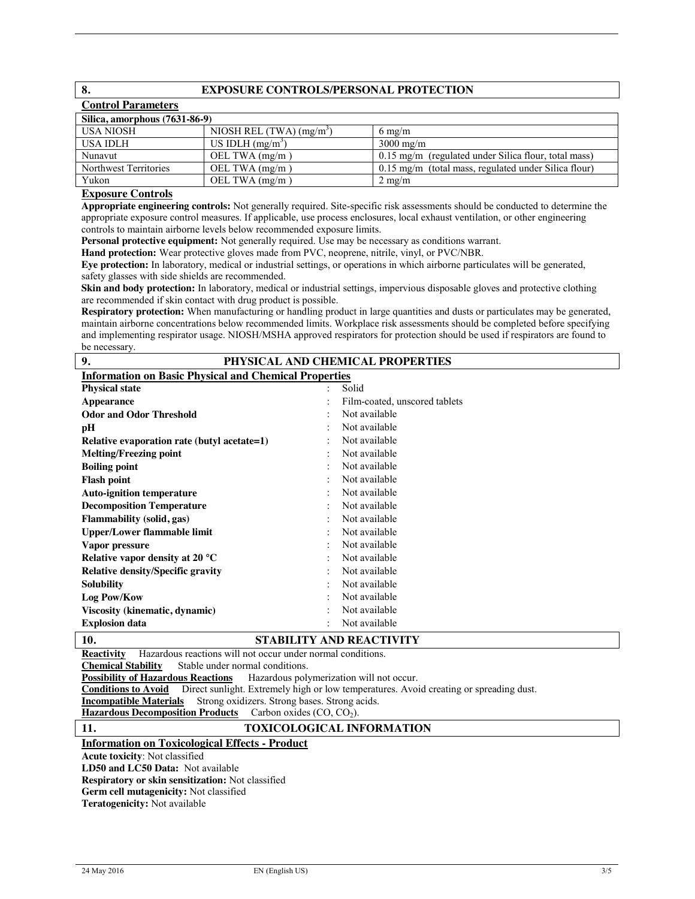## 8. EXPOSURE CONTROLS/PERSONAL PROTECTION

### Control Parameters

| Silica, amorphous (7631-86-9) | | |
|---|---|---|
| USA NIOSH | NIOSH REL (TWA) ($mg/m^3$) | 6 mg/m |
| USA IDLH | US IDLH ($mg/m^3$) | 3000 mg/m |
| Nunavut | OEL TWA (mg/m ) | 0.15 mg/m (regulated under Silica flour, total mass) |
| Northwest Territories | OEL TWA (mg/m ) | 0.15 mg/m (total mass, regulated under Silica flour) |
| Yukon | OEL TWA (mg/m ) | 2 mg/m |

### Exposure Controls

**Appropriate engineering controls:** Not generally required. Site-specific risk assessments should be conducted to determine the appropriate exposure control measures. If applicable, use process enclosures, local exhaust ventilation, or other engineering controls to maintain airborne levels below recommended exposure limits.

**Personal protective equipment:** Not generally required. Use may be necessary as conditions warrant.

**Hand protection:** Wear protective gloves made from PVC, neoprene, nitrile, vinyl, or PVC/NBR.

**Eye protection:** In laboratory, medical or industrial settings, or operations in which airborne particulates will be generated, safety glasses with side shields are recommended.

**Skin and body protection:** In laboratory, medical or industrial settings, impervious disposable gloves and protective clothing are recommended if skin contact with drug product is possible.

**Respiratory protection:** When manufacturing or handling product in large quantities and dusts or particulates may be generated, maintain airborne concentrations below recommended limits. Workplace risk assessments should be completed before specifying and implementing respirator usage. NIOSH/MSHA approved respirators for protection should be used if respirators are found to be necessary.

## 9. PHYSICAL AND CHEMICAL PROPERTIES

### Information on Basic Physical and Chemical Properties

| | |
|---|---|
| **Physical state** | : Solid |
| **Appearance** | : Film-coated, unscored tablets |
| **Odor and Odor Threshold** | : Not available |
| **pH** | : Not available |
| **Relative evaporation rate (butyl acetate=1)** | : Not available |
| **Melting/Freezing point** | : Not available |
| **Boiling point** | : Not available |
| **Flash point** | : Not available |
| **Auto-ignition temperature** | : Not available |
| **Decomposition Temperature** | : Not available |
| **Flammability (solid, gas)** | : Not available |
| **Upper/Lower flammable limit** | : Not available |
| **Vapor pressure** | : Not available |
| **Relative vapor density at 20 °C** | : Not available |
| **Relative density/Specific gravity** | : Not available |
| **Solubility** | : Not available |
| **Log Pow/Kow** | : Not available |
| **Viscosity (kinematic, dynamic)** | : Not available |
| **Explosion data** | : Not available |

## 10. STABILITY AND REACTIVITY

**Reactivity** Hazardous reactions will not occur under normal conditions.

**Chemical Stability** Stable under normal conditions.

**Possibility of Hazardous Reactions** Hazardous polymerization will not occur.

**Conditions to Avoid** Direct sunlight. Extremely high or low temperatures. Avoid creating or spreading dust.

**Incompatible Materials** Strong oxidizers. Strong bases. Strong acids.

**Hazardous Decomposition Products** Carbon oxides (CO, $CO_2$).

## 11. TOXICOLOGICAL INFORMATION

### Information on Toxicological Effects - Product

**Acute toxicity**: Not classified

**LD50 and LC50 Data:** Not available

**Respiratory or skin sensitization:** Not classified

**Germ cell mutagenicity:** Not classified

**Teratogenicity:** Not available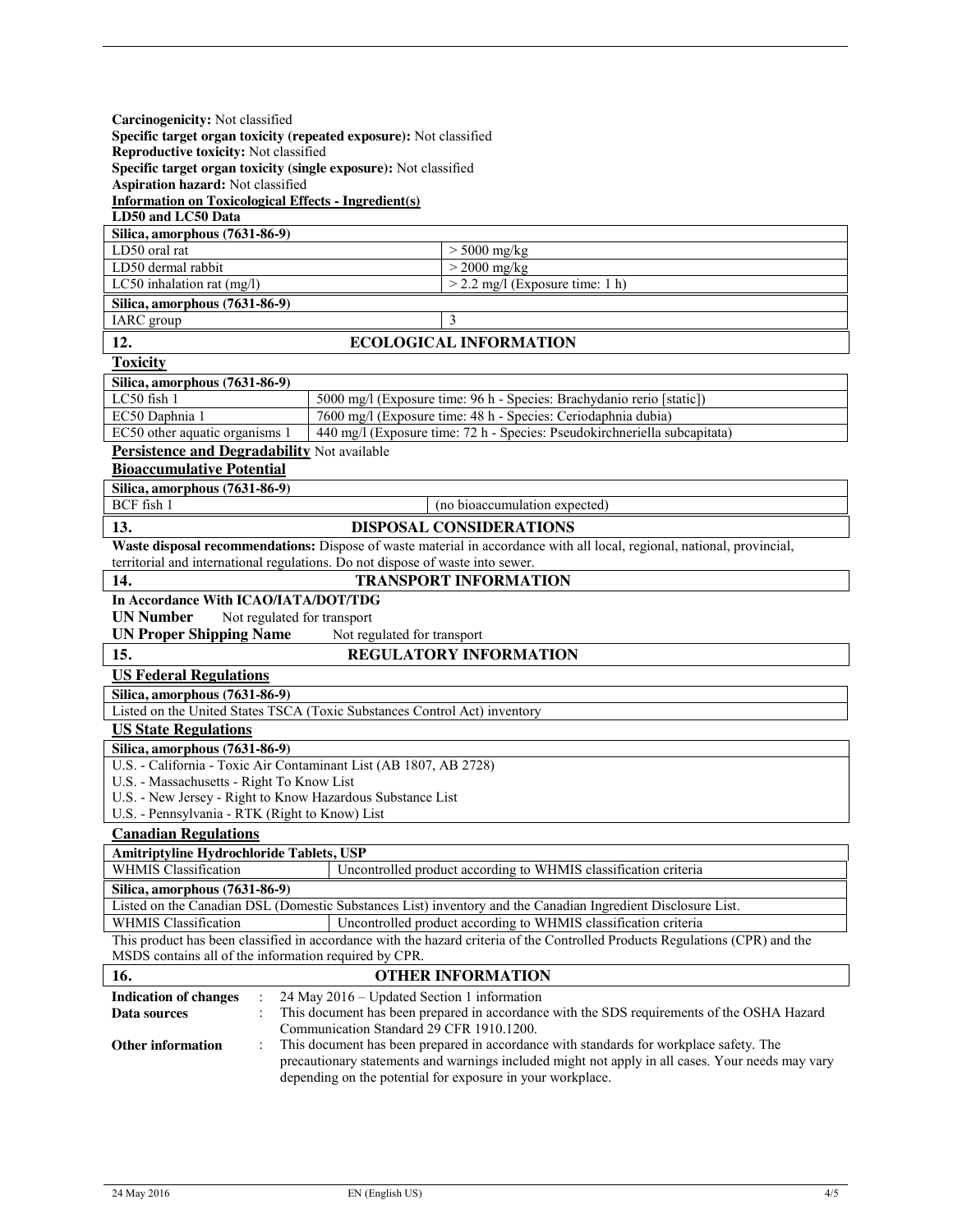**Carcinogenicity:** Not classified
**Specific target organ toxicity (repeated exposure):** Not classified
**Reproductive toxicity:** Not classified
**Specific target organ toxicity (single exposure):** Not classified
**Aspiration hazard:** Not classified

**Information on Toxicological Effects - Ingredient(s)**

**LD50 and LC50 Data**

| **Silica, amorphous (7631-86-9)** | |
|---|---|
| LD50 oral rat | > 5000 mg/kg |
| LD50 dermal rabbit | > 2000 mg/kg |
| LC50 inhalation rat (mg/l) | > 2.2 mg/l (Exposure time: 1 h) |

| **Silica, amorphous (7631-86-9)** | |
|---|---|
| IARC group | 3 |

## 12. ECOLOGICAL INFORMATION

**Toxicity**

| **Silica, amorphous (7631-86-9)** | |
|---|---|
| LC50 fish 1 | 5000 mg/l (Exposure time: 96 h - Species: Brachydanio rerio [static]) |
| EC50 Daphnia 1 | 7600 mg/l (Exposure time: 48 h - Species: Ceriodaphnia dubia) |
| EC50 other aquatic organisms 1 | 440 mg/l (Exposure time: 72 h - Species: Pseudokirchneriella subcapitata) |

**Persistence and Degradability** Not available

**Bioaccumulative Potential**

| **Silica, amorphous (7631-86-9)** | |
|---|---|
| BCF fish 1 | (no bioaccumulation expected) |

## 13. DISPOSAL CONSIDERATIONS

**Waste disposal recommendations:** Dispose of waste material in accordance with all local, regional, national, provincial, territorial and international regulations. Do not dispose of waste into sewer.

## 14. TRANSPORT INFORMATION

**In Accordance With ICAO/IATA/DOT/TDG**

**UN Number** Not regulated for transport

**UN Proper Shipping Name** Not regulated for transport

## 15. REGULATORY INFORMATION

**US Federal Regulations**

| **Silica, amorphous (7631-86-9)** |
|---|
| Listed on the United States TSCA (Toxic Substances Control Act) inventory |

**US State Regulations**

| **Silica, amorphous (7631-86-9)** |
|---|
| U.S. - California - Toxic Air Contaminant List (AB 1807, AB 2728) |
| U.S. - Massachusetts - Right To Know List |
| U.S. - New Jersey - Right to Know Hazardous Substance List |
| U.S. - Pennsylvania - RTK (Right to Know) List |

**Canadian Regulations**

| **Amitriptyline Hydrochloride Tablets, USP** | |
|---|---|
| WHMIS Classification | Uncontrolled product according to WHMIS classification criteria |

| **Silica, amorphous (7631-86-9)** | |
|---|---|
| Listed on the Canadian DSL (Domestic Substances List) inventory and the Canadian Ingredient Disclosure List. | |
| WHMIS Classification | Uncontrolled product according to WHMIS classification criteria |

This product has been classified in accordance with the hazard criteria of the Controlled Products Regulations (CPR) and the MSDS contains all of the information required by CPR.

## 16. OTHER INFORMATION

**Indication of changes** : 24 May 2016 – Updated Section 1 information

**Data sources** : This document has been prepared in accordance with the SDS requirements of the OSHA Hazard Communication Standard 29 CFR 1910.1200.

**Other information** : This document has been prepared in accordance with standards for workplace safety. The precautionary statements and warnings included might not apply in all cases. Your needs may vary depending on the potential for exposure in your workplace.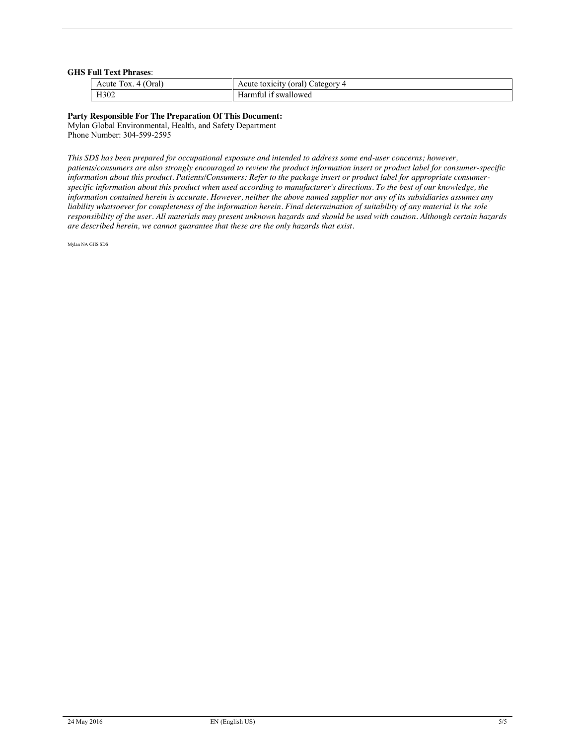**GHS Full Text Phrases**:

| | |
|---|---|
| Acute Tox. 4 (Oral) | Acute toxicity (oral) Category 4 |
| H302 | Harmful if swallowed |

**Party Responsible For The Preparation Of This Document:**
Mylan Global Environmental, Health, and Safety Department
Phone Number: 304-599-2595

*This SDS has been prepared for occupational exposure and intended to address some end-user concerns; however, patients/consumers are also strongly encouraged to review the product information insert or product label for consumer-specific information about this product. Patients/Consumers: Refer to the package insert or product label for appropriate consumer-specific information about this product when used according to manufacturer's directions. To the best of our knowledge, the information contained herein is accurate. However, neither the above named supplier nor any of its subsidiaries assumes any liability whatsoever for completeness of the information herein. Final determination of suitability of any material is the sole responsibility of the user. All materials may present unknown hazards and should be used with caution. Although certain hazards are described herein, we cannot guarantee that these are the only hazards that exist.*

Mylan NA GHS SDS